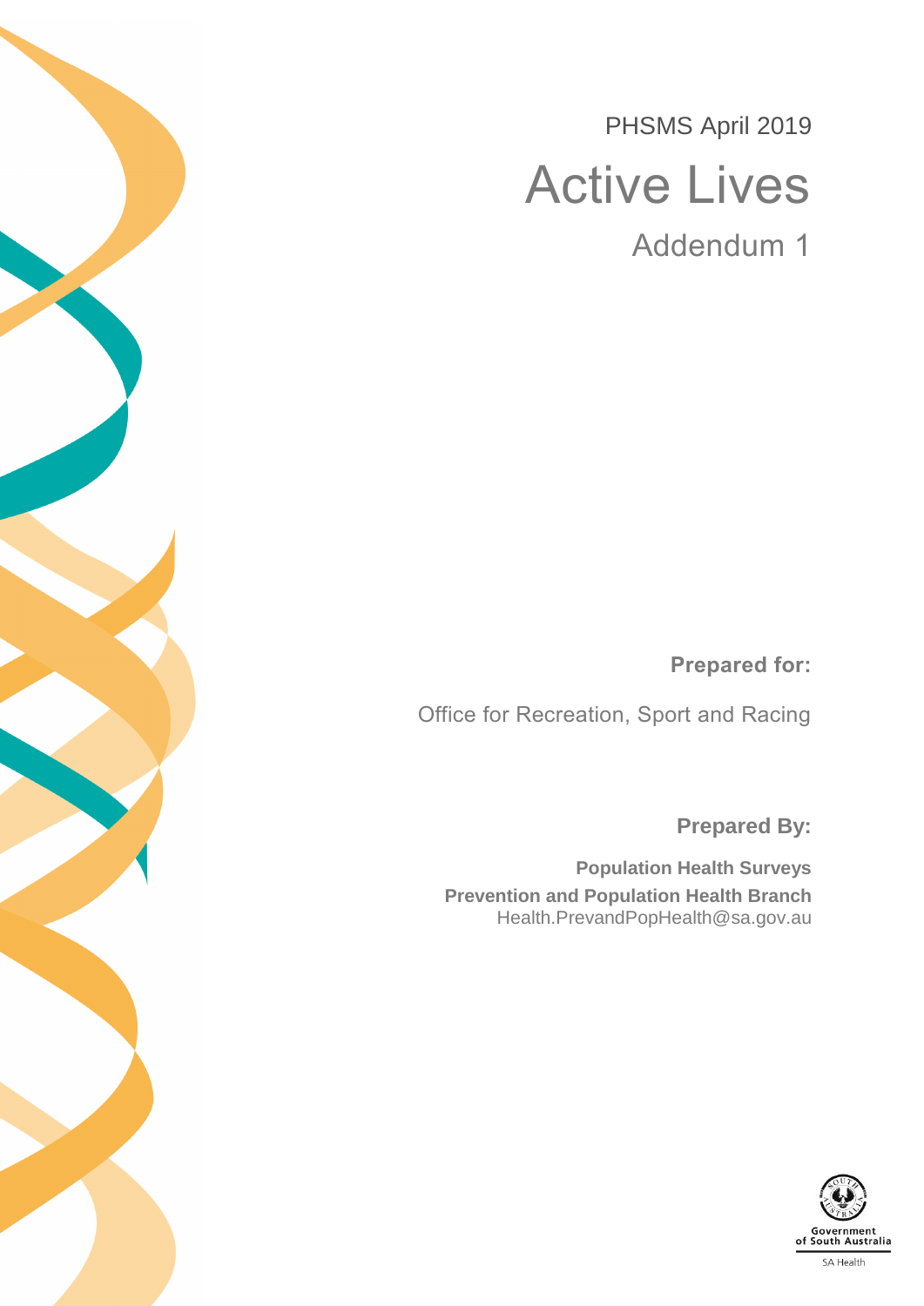PHSMS April 2019

# Active Lives

## Addendum 1

**Prepared for:**

Office for Recreation, Sport and Racing

**Prepared By:**

**Population Health Surveys**
**Prevention and Population Health Branch**
Health.PrevandPopHealth@sa.gov.au

Government of South Australia
SA Health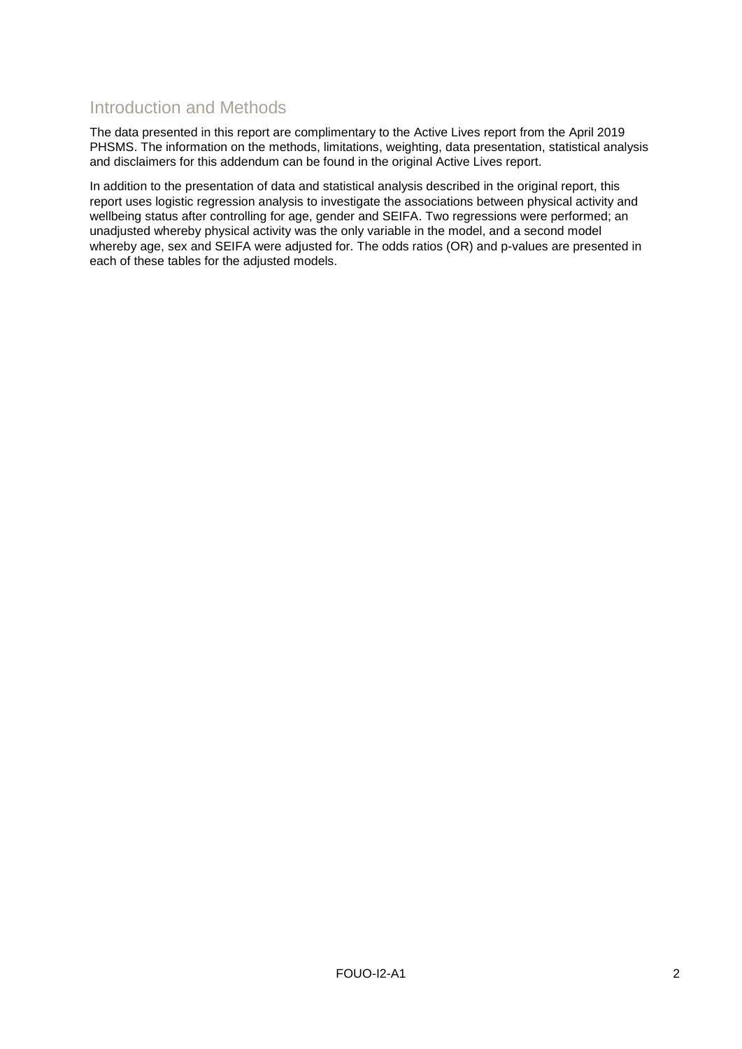## Introduction and Methods

The data presented in this report are complimentary to the Active Lives report from the April 2019 PHSMS. The information on the methods, limitations, weighting, data presentation, statistical analysis and disclaimers for this addendum can be found in the original Active Lives report.

In addition to the presentation of data and statistical analysis described in the original report, this report uses logistic regression analysis to investigate the associations between physical activity and wellbeing status after controlling for age, gender and SEIFA. Two regressions were performed; an unadjusted whereby physical activity was the only variable in the model, and a second model whereby age, sex and SEIFA were adjusted for. The odds ratios (OR) and p-values are presented in each of these tables for the adjusted models.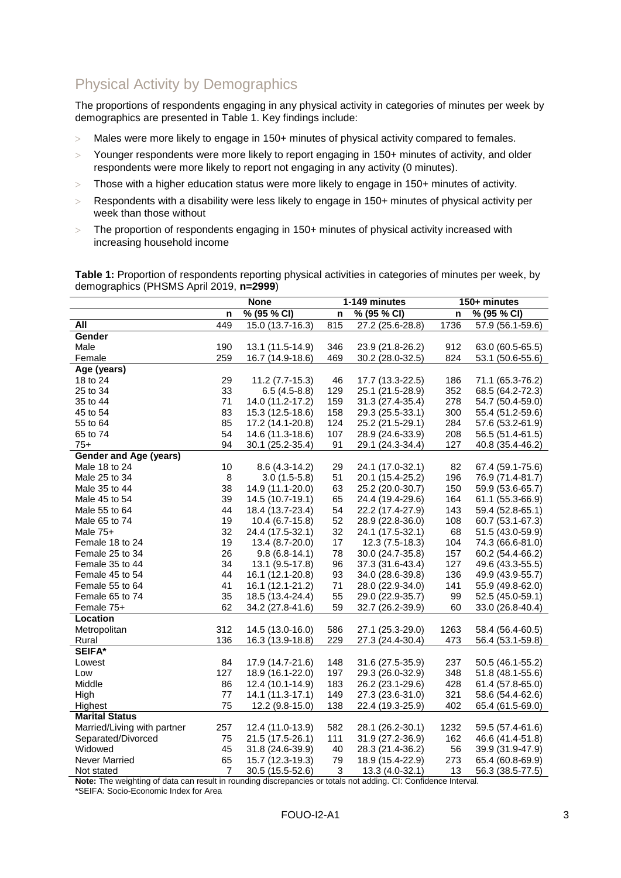## Physical Activity by Demographics

The proportions of respondents engaging in any physical activity in categories of minutes per week by demographics are presented in Table 1. Key findings include:

- Males were more likely to engage in 150+ minutes of physical activity compared to females.
- Younger respondents were more likely to report engaging in 150+ minutes of activity, and older respondents were more likely to report not engaging in any activity (0 minutes).
- Those with a higher education status were more likely to engage in 150+ minutes of activity.
- Respondents with a disability were less likely to engage in 150+ minutes of physical activity per week than those without
- The proportion of respondents engaging in 150+ minutes of physical activity increased with increasing household income

**Table 1:** Proportion of respondents reporting physical activities in categories of minutes per week, by demographics (PHSMS April 2019, **n=2999**)

| | None | | 1-149 minutes | | 150+ minutes | |
|---|---|---|---|---|---|---|
| | **n** | **% (95 % CI)** | **n** | **% (95 % CI)** | **n** | **% (95 % CI)** |
| **All** | 449 | 15.0 (13.7-16.3) | 815 | 27.2 (25.6-28.8) | 1736 | 57.9 (56.1-59.6) |
| **Gender** | | | | | | |
| Male | 190 | 13.1 (11.5-14.9) | 346 | 23.9 (21.8-26.2) | 912 | 63.0 (60.5-65.5) |
| Female | 259 | 16.7 (14.9-18.6) | 469 | 30.2 (28.0-32.5) | 824 | 53.1 (50.6-55.6) |
| **Age (years)** | | | | | | |
| 18 to 24 | 29 | 11.2 (7.7-15.3) | 46 | 17.7 (13.3-22.5) | 186 | 71.1 (65.3-76.2) |
| 25 to 34 | 33 | 6.5 (4.5-8.8) | 129 | 25.1 (21.5-28.9) | 352 | 68.5 (64.2-72.3) |
| 35 to 44 | 71 | 14.0 (11.2-17.2) | 159 | 31.3 (27.4-35.4) | 278 | 54.7 (50.4-59.0) |
| 45 to 54 | 83 | 15.3 (12.5-18.6) | 158 | 29.3 (25.5-33.1) | 300 | 55.4 (51.2-59.6) |
| 55 to 64 | 85 | 17.2 (14.1-20.8) | 124 | 25.2 (21.5-29.1) | 284 | 57.6 (53.2-61.9) |
| 65 to 74 | 54 | 14.6 (11.3-18.6) | 107 | 28.9 (24.6-33.9) | 208 | 56.5 (51.4-61.5) |
| 75+ | 94 | 30.1 (25.2-35.4) | 91 | 29.1 (24.3-34.4) | 127 | 40.8 (35.4-46.2) |
| **Gender and Age (years)** | | | | | | |
| Male 18 to 24 | 10 | 8.6 (4.3-14.2) | 29 | 24.1 (17.0-32.1) | 82 | 67.4 (59.1-75.6) |
| Male 25 to 34 | 8 | 3.0 (1.5-5.8) | 51 | 20.1 (15.4-25.2) | 196 | 76.9 (71.4-81.7) |
| Male 35 to 44 | 38 | 14.9 (11.1-20.0) | 63 | 25.2 (20.0-30.7) | 150 | 59.9 (53.6-65.7) |
| Male 45 to 54 | 39 | 14.5 (10.7-19.1) | 65 | 24.4 (19.4-29.6) | 164 | 61.1 (55.3-66.9) |
| Male 55 to 64 | 44 | 18.4 (13.7-23.4) | 54 | 22.2 (17.4-27.9) | 143 | 59.4 (52.8-65.1) |
| Male 65 to 74 | 19 | 10.4 (6.7-15.8) | 52 | 28.9 (22.8-36.0) | 108 | 60.7 (53.1-67.3) |
| Male 75+ | 32 | 24.4 (17.5-32.1) | 32 | 24.1 (17.5-32.1) | 68 | 51.5 (43.0-59.9) |
| Female 18 to 24 | 19 | 13.4 (8.7-20.0) | 17 | 12.3 (7.5-18.3) | 104 | 74.3 (66.6-81.0) |
| Female 25 to 34 | 26 | 9.8 (6.8-14.1) | 78 | 30.0 (24.7-35.8) | 157 | 60.2 (54.4-66.2) |
| Female 35 to 44 | 34 | 13.1 (9.5-17.8) | 96 | 37.3 (31.6-43.4) | 127 | 49.6 (43.3-55.5) |
| Female 45 to 54 | 44 | 16.1 (12.1-20.8) | 93 | 34.0 (28.6-39.8) | 136 | 49.9 (43.9-55.7) |
| Female 55 to 64 | 41 | 16.1 (12.1-21.2) | 71 | 28.0 (22.9-34.0) | 141 | 55.9 (49.8-62.0) |
| Female 65 to 74 | 35 | 18.5 (13.4-24.4) | 55 | 29.0 (22.9-35.7) | 99 | 52.5 (45.0-59.1) |
| Female 75+ | 62 | 34.2 (27.8-41.6) | 59 | 32.7 (26.2-39.9) | 60 | 33.0 (26.8-40.4) |
| **Location** | | | | | | |
| Metropolitan | 312 | 14.5 (13.0-16.0) | 586 | 27.1 (25.3-29.0) | 1263 | 58.4 (56.4-60.5) |
| Rural | 136 | 16.3 (13.9-18.8) | 229 | 27.3 (24.4-30.4) | 473 | 56.4 (53.1-59.8) |
| **SEIFA*** | | | | | | |
| Lowest | 84 | 17.9 (14.7-21.6) | 148 | 31.6 (27.5-35.9) | 237 | 50.5 (46.1-55.2) |
| Low | 127 | 18.9 (16.1-22.0) | 197 | 29.3 (26.0-32.9) | 348 | 51.8 (48.1-55.6) |
| Middle | 86 | 12.4 (10.1-14.9) | 183 | 26.2 (23.1-29.6) | 428 | 61.4 (57.8-65.0) |
| High | 77 | 14.1 (11.3-17.1) | 149 | 27.3 (23.6-31.0) | 321 | 58.6 (54.4-62.6) |
| Highest | 75 | 12.2 (9.8-15.0) | 138 | 22.4 (19.3-25.9) | 402 | 65.4 (61.5-69.0) |
| **Marital Status** | | | | | | |
| Married/Living with partner | 257 | 12.4 (11.0-13.9) | 582 | 28.1 (26.2-30.1) | 1232 | 59.5 (57.4-61.6) |
| Separated/Divorced | 75 | 21.5 (17.5-26.1) | 111 | 31.9 (27.2-36.9) | 162 | 46.6 (41.4-51.8) |
| Widowed | 45 | 31.8 (24.6-39.9) | 40 | 28.3 (21.4-36.2) | 56 | 39.9 (31.9-47.9) |
| Never Married | 65 | 15.7 (12.3-19.3) | 79 | 18.9 (15.4-22.9) | 273 | 65.4 (60.8-69.9) |
| Not stated | 7 | 30.5 (15.5-52.6) | 3 | 13.3 (4.0-32.1) | 13 | 56.3 (38.5-77.5) |

**Note:** The weighting of data can result in rounding discrepancies or totals not adding. CI: Confidence Interval.
*SEIFA: Socio-Economic Index for Area

FOUO-I2-A1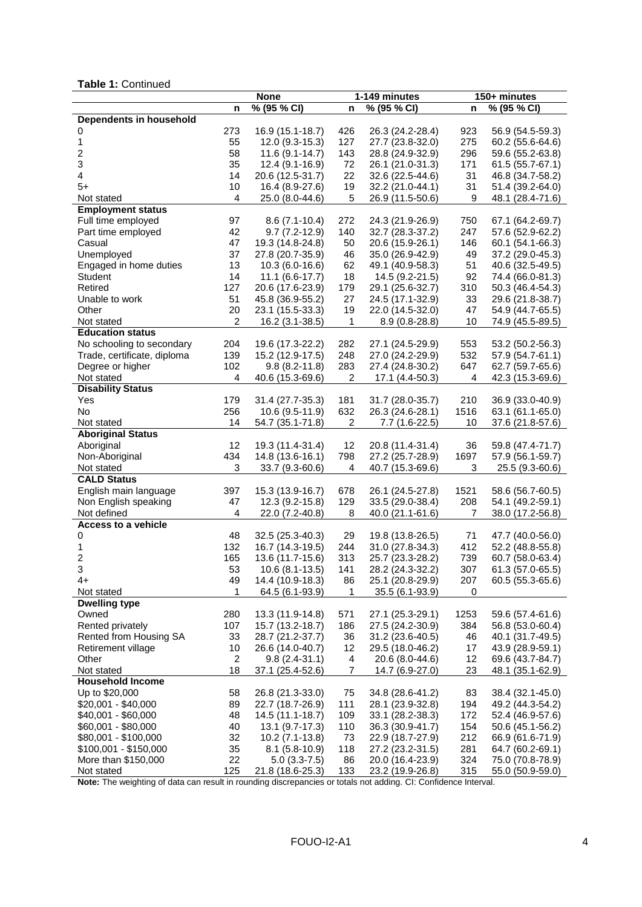**Table 1:** Continued

| | None | | 1-149 minutes | | 150+ minutes | |
|---|---|---|---|---|---|---|
| | n | % (95 % CI) | n | % (95 % CI) | n | % (95 % CI) |
| **Dependents in household** | | | | | | |
| 0 | 273 | 16.9 (15.1-18.7) | 426 | 26.3 (24.2-28.4) | 923 | 56.9 (54.5-59.3) |
| 1 | 55 | 12.0 (9.3-15.3) | 127 | 27.7 (23.8-32.0) | 275 | 60.2 (55.6-64.6) |
| 2 | 58 | 11.6 (9.1-14.7) | 143 | 28.8 (24.9-32.9) | 296 | 59.6 (55.2-63.8) |
| 3 | 35 | 12.4 (9.1-16.9) | 72 | 26.1 (21.0-31.3) | 171 | 61.5 (55.7-67.1) |
| 4 | 14 | 20.6 (12.5-31.7) | 22 | 32.6 (22.5-44.6) | 31 | 46.8 (34.7-58.2) |
| 5+ | 10 | 16.4 (8.9-27.6) | 19 | 32.2 (21.0-44.1) | 31 | 51.4 (39.2-64.0) |
| Not stated | 4 | 25.0 (8.0-44.6) | 5 | 26.9 (11.5-50.6) | 9 | 48.1 (28.4-71.6) |
| **Employment status** | | | | | | |
| Full time employed | 97 | 8.6 (7.1-10.4) | 272 | 24.3 (21.9-26.9) | 750 | 67.1 (64.2-69.7) |
| Part time employed | 42 | 9.7 (7.2-12.9) | 140 | 32.7 (28.3-37.2) | 247 | 57.6 (52.9-62.2) |
| Casual | 47 | 19.3 (14.8-24.8) | 50 | 20.6 (15.9-26.1) | 146 | 60.1 (54.1-66.3) |
| Unemployed | 37 | 27.8 (20.7-35.9) | 46 | 35.0 (26.9-42.9) | 49 | 37.2 (29.0-45.3) |
| Engaged in home duties | 13 | 10.3 (6.0-16.6) | 62 | 49.1 (40.9-58.3) | 51 | 40.6 (32.5-49.5) |
| Student | 14 | 11.1 (6.6-17.7) | 18 | 14.5 (9.2-21.5) | 92 | 74.4 (66.0-81.3) |
| Retired | 127 | 20.6 (17.6-23.9) | 179 | 29.1 (25.6-32.7) | 310 | 50.3 (46.4-54.3) |
| Unable to work | 51 | 45.8 (36.9-55.2) | 27 | 24.5 (17.1-32.9) | 33 | 29.6 (21.8-38.7) |
| Other | 20 | 23.1 (15.5-33.3) | 19 | 22.0 (14.5-32.0) | 47 | 54.9 (44.7-65.5) |
| Not stated | 2 | 16.2 (3.1-38.5) | 1 | 8.9 (0.8-28.8) | 10 | 74.9 (45.5-89.5) |
| **Education status** | | | | | | |
| No schooling to secondary | 204 | 19.6 (17.3-22.2) | 282 | 27.1 (24.5-29.9) | 553 | 53.2 (50.2-56.3) |
| Trade, certificate, diploma | 139 | 15.2 (12.9-17.5) | 248 | 27.0 (24.2-29.9) | 532 | 57.9 (54.7-61.1) |
| Degree or higher | 102 | 9.8 (8.2-11.8) | 283 | 27.4 (24.8-30.2) | 647 | 62.7 (59.7-65.6) |
| Not stated | 4 | 40.6 (15.3-69.6) | 2 | 17.1 (4.4-50.3) | 4 | 42.3 (15.3-69.6) |
| **Disability Status** | | | | | | |
| Yes | 179 | 31.4 (27.7-35.3) | 181 | 31.7 (28.0-35.7) | 210 | 36.9 (33.0-40.9) |
| No | 256 | 10.6 (9.5-11.9) | 632 | 26.3 (24.6-28.1) | 1516 | 63.1 (61.1-65.0) |
| Not stated | 14 | 54.7 (35.1-71.8) | 2 | 7.7 (1.6-22.5) | 10 | 37.6 (21.8-57.6) |
| **Aboriginal Status** | | | | | | |
| Aboriginal | 12 | 19.3 (11.4-31.4) | 12 | 20.8 (11.4-31.4) | 36 | 59.8 (47.4-71.7) |
| Non-Aboriginal | 434 | 14.8 (13.6-16.1) | 798 | 27.2 (25.7-28.9) | 1697 | 57.9 (56.1-59.7) |
| Not stated | 3 | 33.7 (9.3-60.6) | 4 | 40.7 (15.3-69.6) | 3 | 25.5 (9.3-60.6) |
| **CALD Status** | | | | | | |
| English main language | 397 | 15.3 (13.9-16.7) | 678 | 26.1 (24.5-27.8) | 1521 | 58.6 (56.7-60.5) |
| Non English speaking | 47 | 12.3 (9.2-15.8) | 129 | 33.5 (29.0-38.4) | 208 | 54.1 (49.2-59.1) |
| Not defined | 4 | 22.0 (7.2-40.8) | 8 | 40.0 (21.1-61.6) | 7 | 38.0 (17.2-56.8) |
| **Access to a vehicle** | | | | | | |
| 0 | 48 | 32.5 (25.3-40.3) | 29 | 19.8 (13.8-26.5) | 71 | 47.7 (40.0-56.0) |
| 1 | 132 | 16.7 (14.3-19.5) | 244 | 31.0 (27.8-34.3) | 412 | 52.2 (48.8-55.8) |
| 2 | 165 | 13.6 (11.7-15.6) | 313 | 25.7 (23.3-28.2) | 739 | 60.7 (58.0-63.4) |
| 3 | 53 | 10.6 (8.1-13.5) | 141 | 28.2 (24.3-32.2) | 307 | 61.3 (57.0-65.5) |
| 4+ | 49 | 14.4 (10.9-18.3) | 86 | 25.1 (20.8-29.9) | 207 | 60.5 (55.3-65.6) |
| Not stated | 1 | 64.5 (6.1-93.9) | 1 | 35.5 (6.1-93.9) | 0 | |
| **Dwelling type** | | | | | | |
| Owned | 280 | 13.3 (11.9-14.8) | 571 | 27.1 (25.3-29.1) | 1253 | 59.6 (57.4-61.6) |
| Rented privately | 107 | 15.7 (13.2-18.7) | 186 | 27.5 (24.2-30.9) | 384 | 56.8 (53.0-60.4) |
| Rented from Housing SA | 33 | 28.7 (21.2-37.7) | 36 | 31.2 (23.6-40.5) | 46 | 40.1 (31.7-49.5) |
| Retirement village | 10 | 26.6 (14.0-40.7) | 12 | 29.5 (18.0-46.2) | 17 | 43.9 (28.9-59.1) |
| Other | 2 | 9.8 (2.4-31.1) | 4 | 20.6 (8.0-44.6) | 12 | 69.6 (43.7-84.7) |
| Not stated | 18 | 37.1 (25.4-52.6) | 7 | 14.7 (6.9-27.0) | 23 | 48.1 (35.1-62.9) |
| **Household Income** | | | | | | |
| Up to $20,000 | 58 | 26.8 (21.3-33.0) | 75 | 34.8 (28.6-41.2) | 83 | 38.4 (32.1-45.0) |
| $20,001 - $40,000 | 89 | 22.7 (18.7-26.9) | 111 | 28.1 (23.9-32.8) | 194 | 49.2 (44.3-54.2) |
| $40,001 - $60,000 | 48 | 14.5 (11.1-18.7) | 109 | 33.1 (28.2-38.3) | 172 | 52.4 (46.9-57.6) |
| $60,001 - $80,000 | 40 | 13.1 (9.7-17.3) | 110 | 36.3 (30.9-41.7) | 154 | 50.6 (45.1-56.2) |
| $80,001 - $100,000 | 32 | 10.2 (7.1-13.8) | 73 | 22.9 (18.7-27.9) | 212 | 66.9 (61.6-71.9) |
| $100,001 - $150,000 | 35 | 8.1 (5.8-10.9) | 118 | 27.2 (23.2-31.5) | 281 | 64.7 (60.2-69.1) |
| More than $150,000 | 22 | 5.0 (3.3-7.5) | 86 | 20.0 (16.4-23.9) | 324 | 75.0 (70.8-78.9) |
| Not stated | 125 | 21.8 (18.6-25.3) | 133 | 23.2 (19.9-26.8) | 315 | 55.0 (50.9-59.0) |

**Note:** The weighting of data can result in rounding discrepancies or totals not adding. CI: Confidence Interval.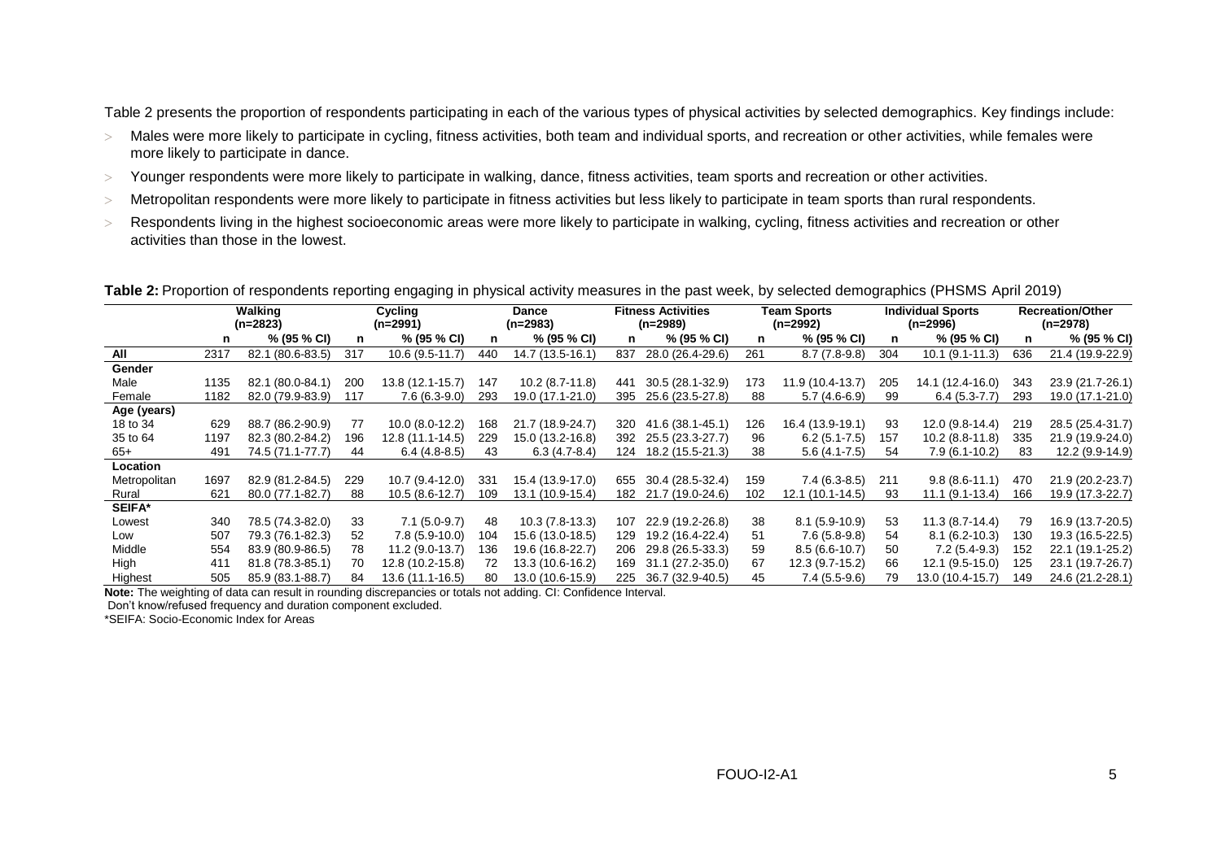Table 2 presents the proportion of respondents participating in each of the various types of physical activities by selected demographics. Key findings include:

- Males were more likely to participate in cycling, fitness activities, both team and individual sports, and recreation or other activities, while females were more likely to participate in dance.
- Younger respondents were more likely to participate in walking, dance, fitness activities, team sports and recreation or other activities.
- Metropolitan respondents were more likely to participate in fitness activities but less likely to participate in team sports than rural respondents.
- Respondents living in the highest socioeconomic areas were more likely to participate in walking, cycling, fitness activities and recreation or other activities than those in the lowest.

**Table 2:** Proportion of respondents reporting engaging in physical activity measures in the past week, by selected demographics (PHSMS April 2019)

| | Walking (n=2823) | | Cycling (n=2991) | | Dance (n=2983) | | Fitness Activities (n=2989) | | Team Sports (n=2992) | | Individual Sports (n=2996) | | Recreation/Other (n=2978) | |
|---|---|---|---|---|---|---|---|---|---|---|---|---|---|---|
| | n | % (95 % CI) | n | % (95 % CI) | n | % (95 % CI) | n | % (95 % CI) | n | % (95 % CI) | n | % (95 % CI) | n | % (95 % CI) |
| **All** | 2317 | 82.1 (80.6-83.5) | 317 | 10.6 (9.5-11.7) | 440 | 14.7 (13.5-16.1) | 837 | 28.0 (26.4-29.6) | 261 | 8.7 (7.8-9.8) | 304 | 10.1 (9.1-11.3) | 636 | 21.4 (19.9-22.9) |
| **Gender** | | | | | | | | | | | | | | |
| Male | 1135 | 82.1 (80.0-84.1) | 200 | 13.8 (12.1-15.7) | 147 | 10.2 (8.7-11.8) | 441 | 30.5 (28.1-32.9) | 173 | 11.9 (10.4-13.7) | 205 | 14.1 (12.4-16.0) | 343 | 23.9 (21.7-26.1) |
| Female | 1182 | 82.0 (79.9-83.9) | 117 | 7.6 (6.3-9.0) | 293 | 19.0 (17.1-21.0) | 395 | 25.6 (23.5-27.8) | 88 | 5.7 (4.6-6.9) | 99 | 6.4 (5.3-7.7) | 293 | 19.0 (17.1-21.0) |
| **Age (years)** | | | | | | | | | | | | | | |
| 18 to 34 | 629 | 88.7 (86.2-90.9) | 77 | 10.0 (8.0-12.2) | 168 | 21.7 (18.9-24.7) | 320 | 41.6 (38.1-45.1) | 126 | 16.4 (13.9-19.1) | 93 | 12.0 (9.8-14.4) | 219 | 28.5 (25.4-31.7) |
| 35 to 64 | 1197 | 82.3 (80.2-84.2) | 196 | 12.8 (11.1-14.5) | 229 | 15.0 (13.2-16.8) | 392 | 25.5 (23.3-27.7) | 96 | 6.2 (5.1-7.5) | 157 | 10.2 (8.8-11.8) | 335 | 21.9 (19.9-24.0) |
| 65+ | 491 | 74.5 (71.1-77.7) | 44 | 6.4 (4.8-8.5) | 43 | 6.3 (4.7-8.4) | 124 | 18.2 (15.5-21.3) | 38 | 5.6 (4.1-7.5) | 54 | 7.9 (6.1-10.2) | 83 | 12.2 (9.9-14.9) |
| **Location** | | | | | | | | | | | | | | |
| Metropolitan | 1697 | 82.9 (81.2-84.5) | 229 | 10.7 (9.4-12.0) | 331 | 15.4 (13.9-17.0) | 655 | 30.4 (28.5-32.4) | 159 | 7.4 (6.3-8.5) | 211 | 9.8 (8.6-11.1) | 470 | 21.9 (20.2-23.7) |
| Rural | 621 | 80.0 (77.1-82.7) | 88 | 10.5 (8.6-12.7) | 109 | 13.1 (10.9-15.4) | 182 | 21.7 (19.0-24.6) | 102 | 12.1 (10.1-14.5) | 93 | 11.1 (9.1-13.4) | 166 | 19.9 (17.3-22.7) |
| **SEIFA*** | | | | | | | | | | | | | | |
| Lowest | 340 | 78.5 (74.3-82.0) | 33 | 7.1 (5.0-9.7) | 48 | 10.3 (7.8-13.3) | 107 | 22.9 (19.2-26.8) | 38 | 8.1 (5.9-10.9) | 53 | 11.3 (8.7-14.4) | 79 | 16.9 (13.7-20.5) |
| Low | 507 | 79.3 (76.1-82.3) | 52 | 7.8 (5.9-10.0) | 104 | 15.6 (13.0-18.5) | 129 | 19.2 (16.4-22.4) | 51 | 7.6 (5.8-9.8) | 54 | 8.1 (6.2-10.3) | 130 | 19.3 (16.5-22.5) |
| Middle | 554 | 83.9 (80.9-86.5) | 78 | 11.2 (9.0-13.7) | 136 | 19.6 (16.8-22.7) | 206 | 29.8 (26.5-33.3) | 59 | 8.5 (6.6-10.7) | 50 | 7.2 (5.4-9.3) | 152 | 22.1 (19.1-25.2) |
| High | 411 | 81.8 (78.3-85.1) | 70 | 12.8 (10.2-15.8) | 72 | 13.3 (10.6-16.2) | 169 | 31.1 (27.2-35.0) | 67 | 12.3 (9.7-15.2) | 66 | 12.1 (9.5-15.0) | 125 | 23.1 (19.7-26.7) |
| Highest | 505 | 85.9 (83.1-88.7) | 84 | 13.6 (11.1-16.5) | 80 | 13.0 (10.6-15.9) | 225 | 36.7 (32.9-40.5) | 45 | 7.4 (5.5-9.6) | 79 | 13.0 (10.4-15.7) | 149 | 24.6 (21.2-28.1) |

**Note:** The weighting of data can result in rounding discrepancies or totals not adding. CI: Confidence Interval.
Don't know/refused frequency and duration component excluded.
*SEIFA: Socio-Economic Index for Areas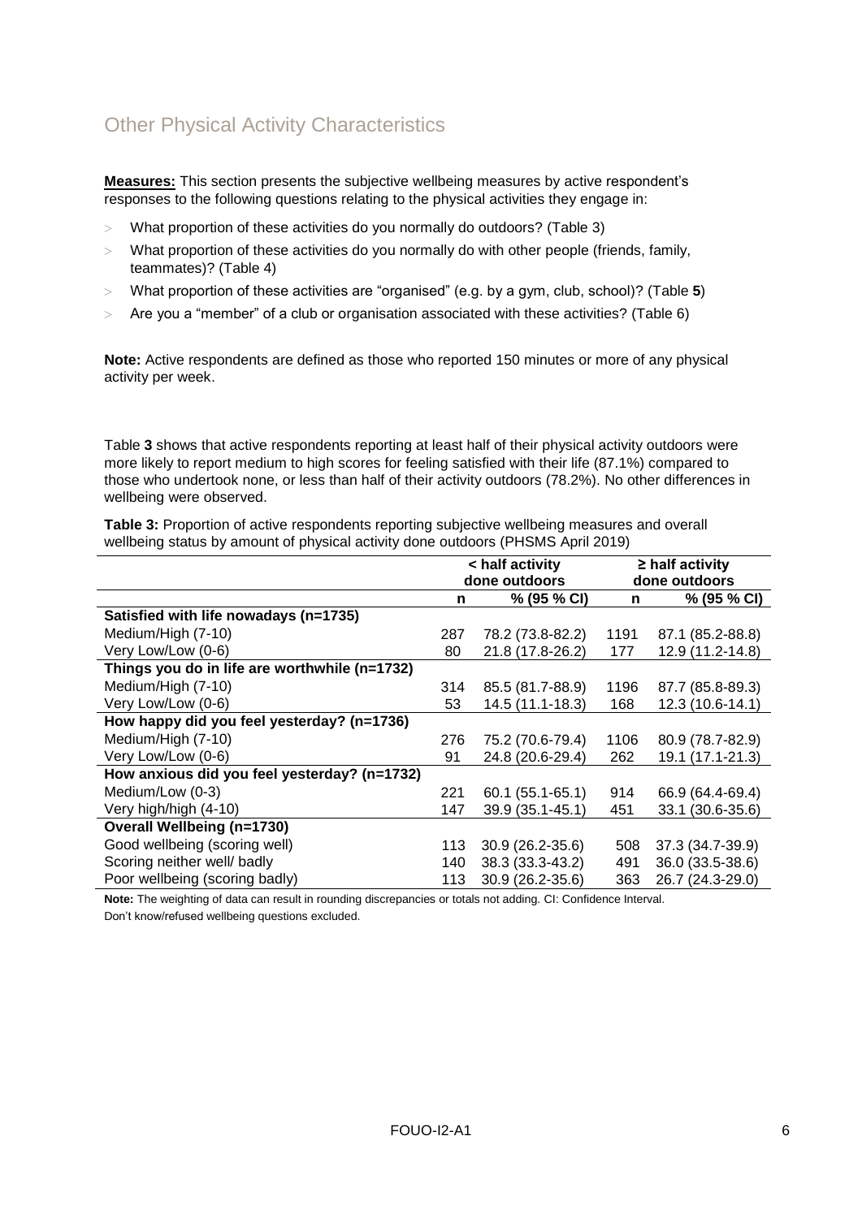## Other Physical Activity Characteristics

**Measures:** This section presents the subjective wellbeing measures by active respondent's responses to the following questions relating to the physical activities they engage in:

- What proportion of these activities do you normally do outdoors? (Table 3)
- What proportion of these activities do you normally do with other people (friends, family, teammates)? (Table 4)
- What proportion of these activities are "organised" (e.g. by a gym, club, school)? (Table **5**)
- Are you a "member" of a club or organisation associated with these activities? (Table 6)

**Note:** Active respondents are defined as those who reported 150 minutes or more of any physical activity per week.

Table **3** shows that active respondents reporting at least half of their physical activity outdoors were more likely to report medium to high scores for feeling satisfied with their life (87.1%) compared to those who undertook none, or less than half of their activity outdoors (78.2%). No other differences in wellbeing were observed.

**Table 3:** Proportion of active respondents reporting subjective wellbeing measures and overall wellbeing status by amount of physical activity done outdoors (PHSMS April 2019)

| | < half activity done outdoors | | ≥ half activity done outdoors | |
|---|---|---|---|---|
| | n | % (95 % CI) | n | % (95 % CI) |
| **Satisfied with life nowadays (n=1735)** | | | | |
| Medium/High (7-10) | 287 | 78.2 (73.8-82.2) | 1191 | 87.1 (85.2-88.8) |
| Very Low/Low (0-6) | 80 | 21.8 (17.8-26.2) | 177 | 12.9 (11.2-14.8) |
| **Things you do in life are worthwhile (n=1732)** | | | | |
| Medium/High (7-10) | 314 | 85.5 (81.7-88.9) | 1196 | 87.7 (85.8-89.3) |
| Very Low/Low (0-6) | 53 | 14.5 (11.1-18.3) | 168 | 12.3 (10.6-14.1) |
| **How happy did you feel yesterday? (n=1736)** | | | | |
| Medium/High (7-10) | 276 | 75.2 (70.6-79.4) | 1106 | 80.9 (78.7-82.9) |
| Very Low/Low (0-6) | 91 | 24.8 (20.6-29.4) | 262 | 19.1 (17.1-21.3) |
| **How anxious did you feel yesterday? (n=1732)** | | | | |
| Medium/Low (0-3) | 221 | 60.1 (55.1-65.1) | 914 | 66.9 (64.4-69.4) |
| Very high/high (4-10) | 147 | 39.9 (35.1-45.1) | 451 | 33.1 (30.6-35.6) |
| **Overall Wellbeing (n=1730)** | | | | |
| Good wellbeing (scoring well) | 113 | 30.9 (26.2-35.6) | 508 | 37.3 (34.7-39.9) |
| Scoring neither well/ badly | 140 | 38.3 (33.3-43.2) | 491 | 36.0 (33.5-38.6) |
| Poor wellbeing (scoring badly) | 113 | 30.9 (26.2-35.6) | 363 | 26.7 (24.3-29.0) |

**Note:** The weighting of data can result in rounding discrepancies or totals not adding. CI: Confidence Interval.
Don't know/refused wellbeing questions excluded.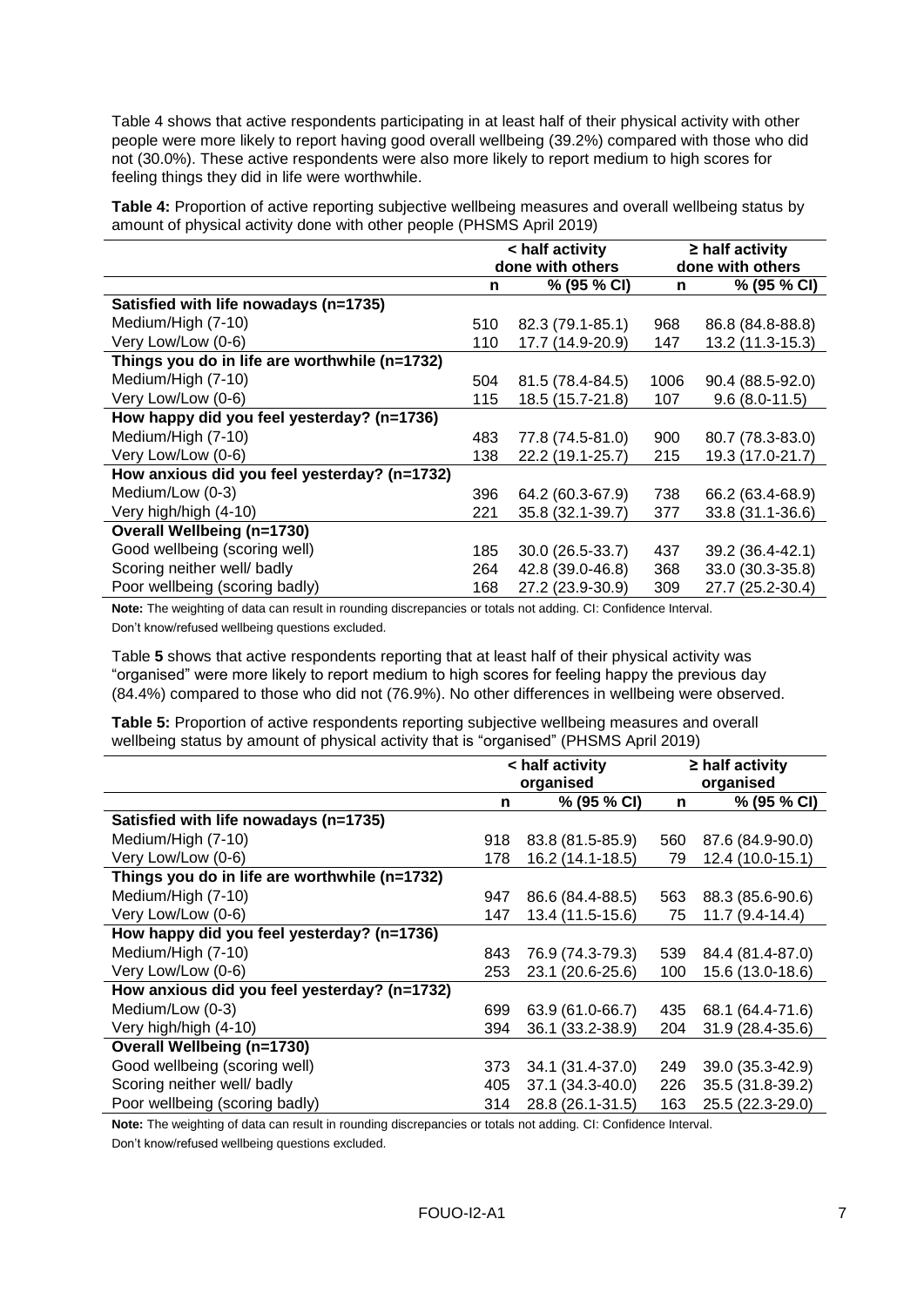Table 4 shows that active respondents participating in at least half of their physical activity with other people were more likely to report having good overall wellbeing (39.2%) compared with those who did not (30.0%). These active respondents were also more likely to report medium to high scores for feeling things they did in life were worthwhile.

**Table 4:** Proportion of active reporting subjective wellbeing measures and overall wellbeing status by amount of physical activity done with other people (PHSMS April 2019)

| | < half activity done with others | | ≥ half activity done with others | |
|---|---|---|---|---|
| | **n** | **% (95 % CI)** | **n** | **% (95 % CI)** |
| **Satisfied with life nowadays (n=1735)** | | | | |
| Medium/High (7-10) | 510 | 82.3 (79.1-85.1) | 968 | 86.8 (84.8-88.8) |
| Very Low/Low (0-6) | 110 | 17.7 (14.9-20.9) | 147 | 13.2 (11.3-15.3) |
| **Things you do in life are worthwhile (n=1732)** | | | | |
| Medium/High (7-10) | 504 | 81.5 (78.4-84.5) | 1006 | 90.4 (88.5-92.0) |
| Very Low/Low (0-6) | 115 | 18.5 (15.7-21.8) | 107 | 9.6 (8.0-11.5) |
| **How happy did you feel yesterday? (n=1736)** | | | | |
| Medium/High (7-10) | 483 | 77.8 (74.5-81.0) | 900 | 80.7 (78.3-83.0) |
| Very Low/Low (0-6) | 138 | 22.2 (19.1-25.7) | 215 | 19.3 (17.0-21.7) |
| **How anxious did you feel yesterday? (n=1732)** | | | | |
| Medium/Low (0-3) | 396 | 64.2 (60.3-67.9) | 738 | 66.2 (63.4-68.9) |
| Very high/high (4-10) | 221 | 35.8 (32.1-39.7) | 377 | 33.8 (31.1-36.6) |
| **Overall Wellbeing (n=1730)** | | | | |
| Good wellbeing (scoring well) | 185 | 30.0 (26.5-33.7) | 437 | 39.2 (36.4-42.1) |
| Scoring neither well/ badly | 264 | 42.8 (39.0-46.8) | 368 | 33.0 (30.3-35.8) |
| Poor wellbeing (scoring badly) | 168 | 27.2 (23.9-30.9) | 309 | 27.7 (25.2-30.4) |

**Note:** The weighting of data can result in rounding discrepancies or totals not adding. CI: Confidence Interval.
Don't know/refused wellbeing questions excluded.

Table **5** shows that active respondents reporting that at least half of their physical activity was "organised" were more likely to report medium to high scores for feeling happy the previous day (84.4%) compared to those who did not (76.9%). No other differences in wellbeing were observed.

**Table 5:** Proportion of active respondents reporting subjective wellbeing measures and overall wellbeing status by amount of physical activity that is "organised" (PHSMS April 2019)

| | < half activity organised | | ≥ half activity organised | |
|---|---|---|---|---|
| | **n** | **% (95 % CI)** | **n** | **% (95 % CI)** |
| **Satisfied with life nowadays (n=1735)** | | | | |
| Medium/High (7-10) | 918 | 83.8 (81.5-85.9) | 560 | 87.6 (84.9-90.0) |
| Very Low/Low (0-6) | 178 | 16.2 (14.1-18.5) | 79 | 12.4 (10.0-15.1) |
| **Things you do in life are worthwhile (n=1732)** | | | | |
| Medium/High (7-10) | 947 | 86.6 (84.4-88.5) | 563 | 88.3 (85.6-90.6) |
| Very Low/Low (0-6) | 147 | 13.4 (11.5-15.6) | 75 | 11.7 (9.4-14.4) |
| **How happy did you feel yesterday? (n=1736)** | | | | |
| Medium/High (7-10) | 843 | 76.9 (74.3-79.3) | 539 | 84.4 (81.4-87.0) |
| Very Low/Low (0-6) | 253 | 23.1 (20.6-25.6) | 100 | 15.6 (13.0-18.6) |
| **How anxious did you feel yesterday? (n=1732)** | | | | |
| Medium/Low (0-3) | 699 | 63.9 (61.0-66.7) | 435 | 68.1 (64.4-71.6) |
| Very high/high (4-10) | 394 | 36.1 (33.2-38.9) | 204 | 31.9 (28.4-35.6) |
| **Overall Wellbeing (n=1730)** | | | | |
| Good wellbeing (scoring well) | 373 | 34.1 (31.4-37.0) | 249 | 39.0 (35.3-42.9) |
| Scoring neither well/ badly | 405 | 37.1 (34.3-40.0) | 226 | 35.5 (31.8-39.2) |
| Poor wellbeing (scoring badly) | 314 | 28.8 (26.1-31.5) | 163 | 25.5 (22.3-29.0) |

**Note:** The weighting of data can result in rounding discrepancies or totals not adding. CI: Confidence Interval.
Don't know/refused wellbeing questions excluded.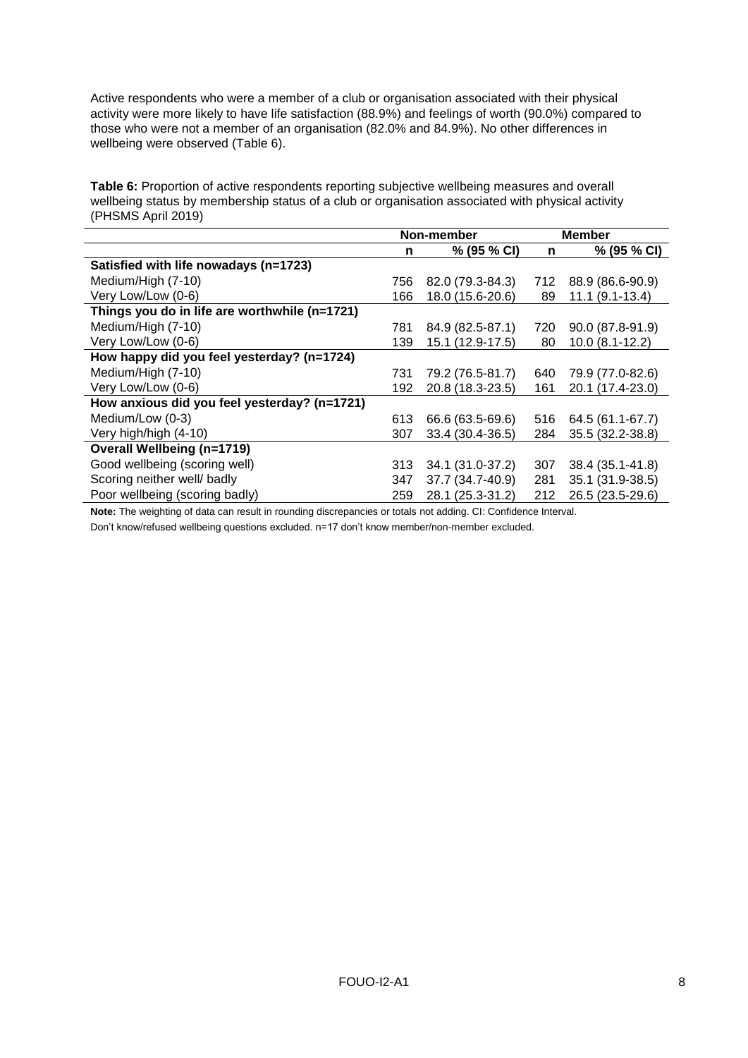Active respondents who were a member of a club or organisation associated with their physical activity were more likely to have life satisfaction (88.9%) and feelings of worth (90.0%) compared to those who were not a member of an organisation (82.0% and 84.9%). No other differences in wellbeing were observed (Table 6).

**Table 6:** Proportion of active respondents reporting subjective wellbeing measures and overall wellbeing status by membership status of a club or organisation associated with physical activity (PHSMS April 2019)

| | Non-member | | Member | |
|---|---|---|---|---|
| | **n** | **% (95 % CI)** | **n** | **% (95 % CI)** |
| **Satisfied with life nowadays (n=1723)** | | | | |
| Medium/High (7-10) | 756 | 82.0 (79.3-84.3) | 712 | 88.9 (86.6-90.9) |
| Very Low/Low (0-6) | 166 | 18.0 (15.6-20.6) | 89 | 11.1 (9.1-13.4) |
| **Things you do in life are worthwhile (n=1721)** | | | | |
| Medium/High (7-10) | 781 | 84.9 (82.5-87.1) | 720 | 90.0 (87.8-91.9) |
| Very Low/Low (0-6) | 139 | 15.1 (12.9-17.5) | 80 | 10.0 (8.1-12.2) |
| **How happy did you feel yesterday? (n=1724)** | | | | |
| Medium/High (7-10) | 731 | 79.2 (76.5-81.7) | 640 | 79.9 (77.0-82.6) |
| Very Low/Low (0-6) | 192 | 20.8 (18.3-23.5) | 161 | 20.1 (17.4-23.0) |
| **How anxious did you feel yesterday? (n=1721)** | | | | |
| Medium/Low (0-3) | 613 | 66.6 (63.5-69.6) | 516 | 64.5 (61.1-67.7) |
| Very high/high (4-10) | 307 | 33.4 (30.4-36.5) | 284 | 35.5 (32.2-38.8) |
| **Overall Wellbeing (n=1719)** | | | | |
| Good wellbeing (scoring well) | 313 | 34.1 (31.0-37.2) | 307 | 38.4 (35.1-41.8) |
| Scoring neither well/ badly | 347 | 37.7 (34.7-40.9) | 281 | 35.1 (31.9-38.5) |
| Poor wellbeing (scoring badly) | 259 | 28.1 (25.3-31.2) | 212 | 26.5 (23.5-29.6) |

**Note:** The weighting of data can result in rounding discrepancies or totals not adding. CI: Confidence Interval.

Don't know/refused wellbeing questions excluded. n=17 don't know member/non-member excluded.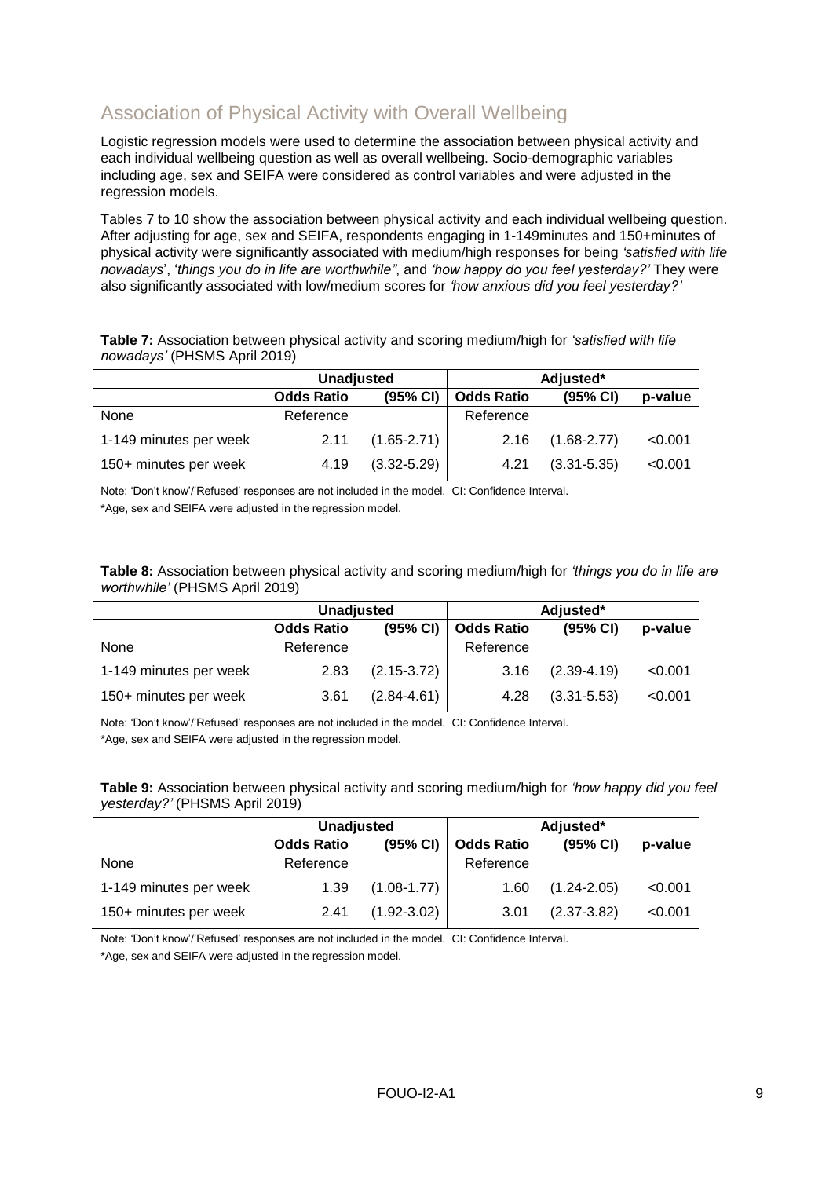## Association of Physical Activity with Overall Wellbeing

Logistic regression models were used to determine the association between physical activity and each individual wellbeing question as well as overall wellbeing. Socio-demographic variables including age, sex and SEIFA were considered as control variables and were adjusted in the regression models.

Tables 7 to 10 show the association between physical activity and each individual wellbeing question. After adjusting for age, sex and SEIFA, respondents engaging in 1-149minutes and 150+minutes of physical activity were significantly associated with medium/high responses for being *'satisfied with life nowadays*', '*things you do in life are worthwhile"*, and *'how happy do you feel yesterday?'* They were also significantly associated with low/medium scores for *'how anxious did you feel yesterday?'*

**Table 7:** Association between physical activity and scoring medium/high for *'satisfied with life nowadays'* (PHSMS April 2019)

| | Unadjusted | | Adjusted* | | |
|---|---|---|---|---|---|
| | **Odds Ratio** | **(95% CI)** | **Odds Ratio** | **(95% CI)** | **p-value** |
| None | Reference | | Reference | | |
| 1-149 minutes per week | 2.11 | (1.65-2.71) | 2.16 | (1.68-2.77) | <0.001 |
| 150+ minutes per week | 4.19 | (3.32-5.29) | 4.21 | (3.31-5.35) | <0.001 |

Note: 'Don't know'/'Refused' responses are not included in the model. CI: Confidence Interval.

*Age, sex and SEIFA were adjusted in the regression model.

**Table 8:** Association between physical activity and scoring medium/high for *'things you do in life are worthwhile'* (PHSMS April 2019)

| | Unadjusted | | Adjusted* | | |
|---|---|---|---|---|---|
| | **Odds Ratio** | **(95% CI)** | **Odds Ratio** | **(95% CI)** | **p-value** |
| None | Reference | | Reference | | |
| 1-149 minutes per week | 2.83 | (2.15-3.72) | 3.16 | (2.39-4.19) | <0.001 |
| 150+ minutes per week | 3.61 | (2.84-4.61) | 4.28 | (3.31-5.53) | <0.001 |

Note: 'Don't know'/'Refused' responses are not included in the model. CI: Confidence Interval.

*Age, sex and SEIFA were adjusted in the regression model.

**Table 9:** Association between physical activity and scoring medium/high for *'how happy did you feel yesterday?'* (PHSMS April 2019)

| | Unadjusted | | Adjusted* | | |
|---|---|---|---|---|---|
| | **Odds Ratio** | **(95% CI)** | **Odds Ratio** | **(95% CI)** | **p-value** |
| None | Reference | | Reference | | |
| 1-149 minutes per week | 1.39 | (1.08-1.77) | 1.60 | (1.24-2.05) | <0.001 |
| 150+ minutes per week | 2.41 | (1.92-3.02) | 3.01 | (2.37-3.82) | <0.001 |

Note: 'Don't know'/'Refused' responses are not included in the model. CI: Confidence Interval.

*Age, sex and SEIFA were adjusted in the regression model.

FOUO-I2-A1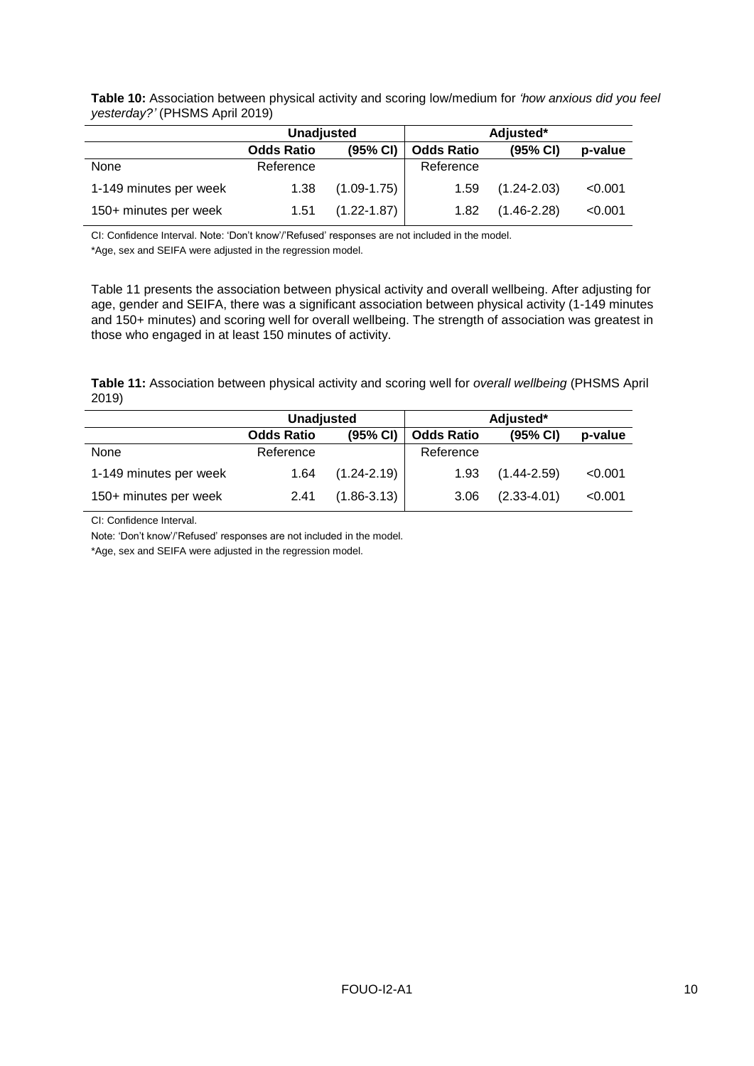**Table 10:** Association between physical activity and scoring low/medium for *'how anxious did you feel yesterday?'* (PHSMS April 2019)

| | Unadjusted | | Adjusted* | | |
|---|---|---|---|---|---|
| | **Odds Ratio** | **(95% CI)** | **Odds Ratio** | **(95% CI)** | **p-value** |
| None | Reference | | Reference | | |
| 1-149 minutes per week | 1.38 | (1.09-1.75) | 1.59 | (1.24-2.03) | <0.001 |
| 150+ minutes per week | 1.51 | (1.22-1.87) | 1.82 | (1.46-2.28) | <0.001 |

CI: Confidence Interval. Note: 'Don't know'/'Refused' responses are not included in the model.

*Age, sex and SEIFA were adjusted in the regression model.

Table 11 presents the association between physical activity and overall wellbeing. After adjusting for age, gender and SEIFA, there was a significant association between physical activity (1-149 minutes and 150+ minutes) and scoring well for overall wellbeing. The strength of association was greatest in those who engaged in at least 150 minutes of activity.

**Table 11:** Association between physical activity and scoring well for *overall wellbeing* (PHSMS April 2019)

| | Unadjusted | | Adjusted* | | |
|---|---|---|---|---|---|
| | **Odds Ratio** | **(95% CI)** | **Odds Ratio** | **(95% CI)** | **p-value** |
| None | Reference | | Reference | | |
| 1-149 minutes per week | 1.64 | (1.24-2.19) | 1.93 | (1.44-2.59) | <0.001 |
| 150+ minutes per week | 2.41 | (1.86-3.13) | 3.06 | (2.33-4.01) | <0.001 |

CI: Confidence Interval.

Note: 'Don't know'/'Refused' responses are not included in the model.

*Age, sex and SEIFA were adjusted in the regression model.

FOUO-I2-A1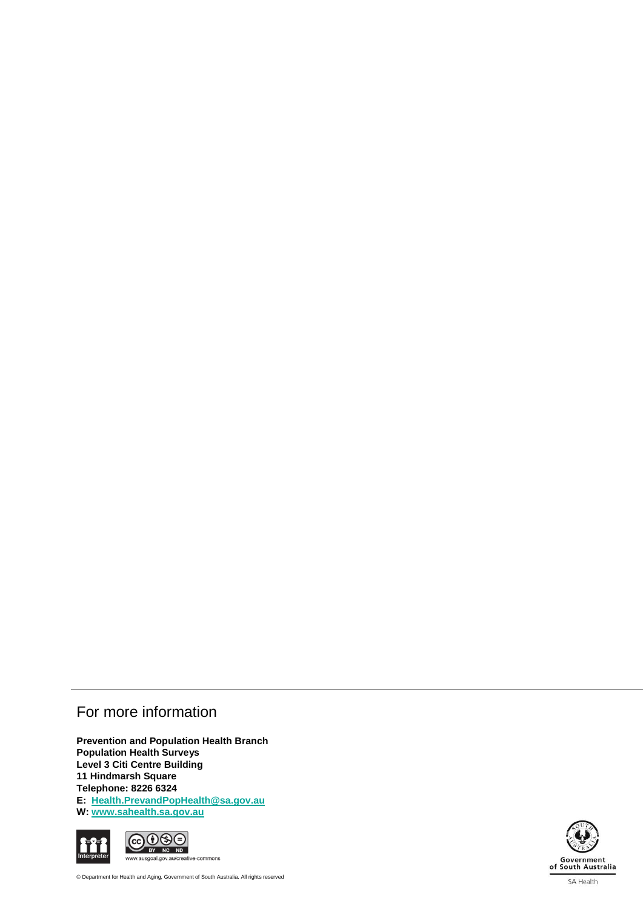## For more information

**Prevention and Population Health Branch**
**Population Health Surveys**
**Level 3 Citi Centre Building**
**11 Hindmarsh Square**
**Telephone: 8226 6324**
**E: Health.PrevandPopHealth@sa.gov.au**
**W: www.sahealth.sa.gov.au**

Interpreter

www.ausgoal.gov.au/creative-commons

© Department for Health and Aging, Government of South Australia. All rights reserved

Government of South Australia

SA Health